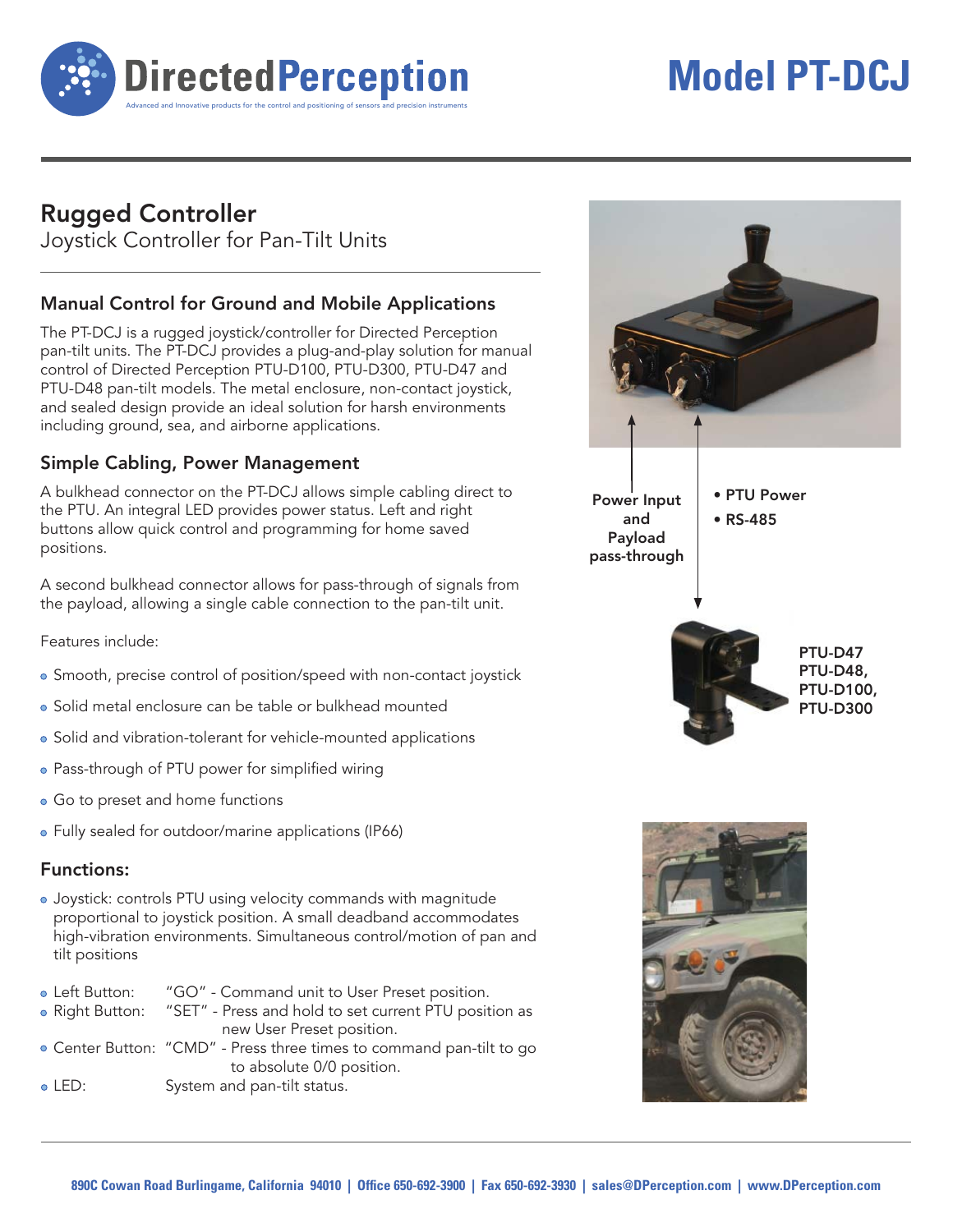# DirectedPerception

Advanced and Innovative products for the control and positioning of sensors and precision instruments

# Model PT-DCJ

## Rugged Controller

Joystick Controller for Pan-Tilt Units

### Manual Control for Ground and Mobile Applications

The PT-DCJ is a rugged joystick/controller for Directed Perception pan-tilt units. The PT-DCJ provides a plug-and-play solution for manual control of Directed Perception PTU-D100, PTU-D300, PTU-D47 and PTU-D48 pan-tilt models. The metal enclosure, non-contact joystick, and sealed design provide an ideal solution for harsh environments including ground, sea, and airborne applications.

### Simple Cabling, Power Management

A bulkhead connector on the PT-DCJ allows simple cabling direct to the PTU. An integral LED provides power status. Left and right buttons allow quick control and programming for home saved positions.

A second bulkhead connector allows for pass-through of signals from the payload, allowing a single cable connection to the pan-tilt unit.

Features include:

- Smooth, precise control of position/speed with non-contact joystick
- Solid metal enclosure can be table or bulkhead mounted
- Solid and vibration-tolerant for vehicle-mounted applications
- Pass-through of PTU power for simplified wiring
- Go to preset and home functions
- Fully sealed for outdoor/marine applications (IP66)

### Functions:

- Joystick: controls PTU using velocity commands with magnitude proportional to joystick position. A small deadband accommodates high-vibration environments. Simultaneous control/motion of pan and tilt positions
- Left Button: "GO" - Command unit to User Preset position.
- Right Button: "SET" - Press and hold to set current PTU position as new User Preset position.
- Center Button: "CMD" - Press three times to command pan-tilt to go to absolute 0/0 position.
- LED: System and pan-tilt status.

**Power Input and Payload pass-through**

- **PTU Power**
- **RS-485**

**PTU-D47**
**PTU-D48,**
**PTU-D100,**
**PTU-D300**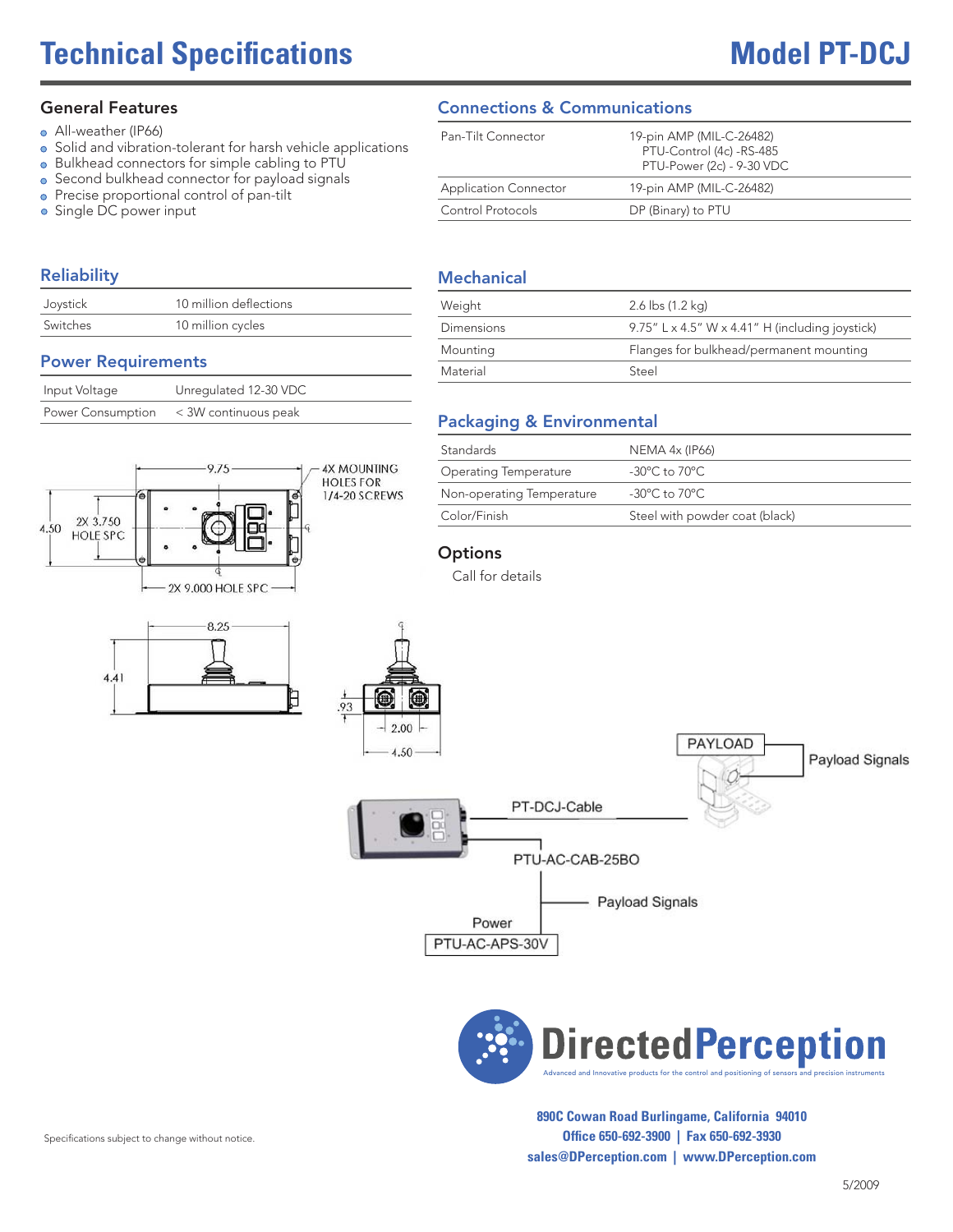# Technical Specifications

# Model PT-DCJ

## General Features

- All-weather (IP66)
- Solid and vibration-tolerant for harsh vehicle applications
- Bulkhead connectors for simple cabling to PTU
- Second bulkhead connector for payload signals
- Precise proportional control of pan-tilt
- Single DC power input

## Connections & Communications

| | |
|---|---|
| Pan-Tilt Connector | 19-pin AMP (MIL-C-26482)<br>PTU-Control (4c) -RS-485<br>PTU-Power (2c) - 9-30 VDC |
| Application Connector | 19-pin AMP (MIL-C-26482) |
| Control Protocols | DP (Binary) to PTU |

## Reliability

| | |
|---|---|
| Joystick | 10 million deflections |
| Switches | 10 million cycles |

## Power Requirements

| | |
|---|---|
| Input Voltage | Unregulated 12-30 VDC |
| Power Consumption | < 3W continuous peak |

## Mechanical

| | |
|---|---|
| Weight | 2.6 lbs (1.2 kg) |
| Dimensions | 9.75" L x 4.5" W x 4.41" H (including joystick) |
| Mounting | Flanges for bulkhead/permanent mounting |
| Material | Steel |

## Packaging & Environmental

| | |
|---|---|
| Standards | NEMA 4x (IP66) |
| Operating Temperature | -30°C to 70°C |
| Non-operating Temperature | -30°C to 70°C |
| Color/Finish | Steel with powder coat (black) |

## Options

Call for details

9.75
4X MOUNTING HOLES FOR 1/4-20 SCREWS
4.50
2X 3.750 HOLE SPC
2X 9.000 HOLE SPC
8.25
4.41
.93
2.00
4.50

PAYLOAD
Payload Signals
PT-DCJ-Cable
PTU-AC-CAB-25BO
Payload Signals
Power
PTU-AC-APS-30V

**DirectedPerception**

Advanced and Innovative products for the control and positioning of sensors and precision instruments

**890C Cowan Road Burlingame, California 94010**
**Office 650-692-3900 | Fax 650-692-3930**
**sales@DPerception.com | www.DPerception.com**

Specifications subject to change without notice.

5/2009